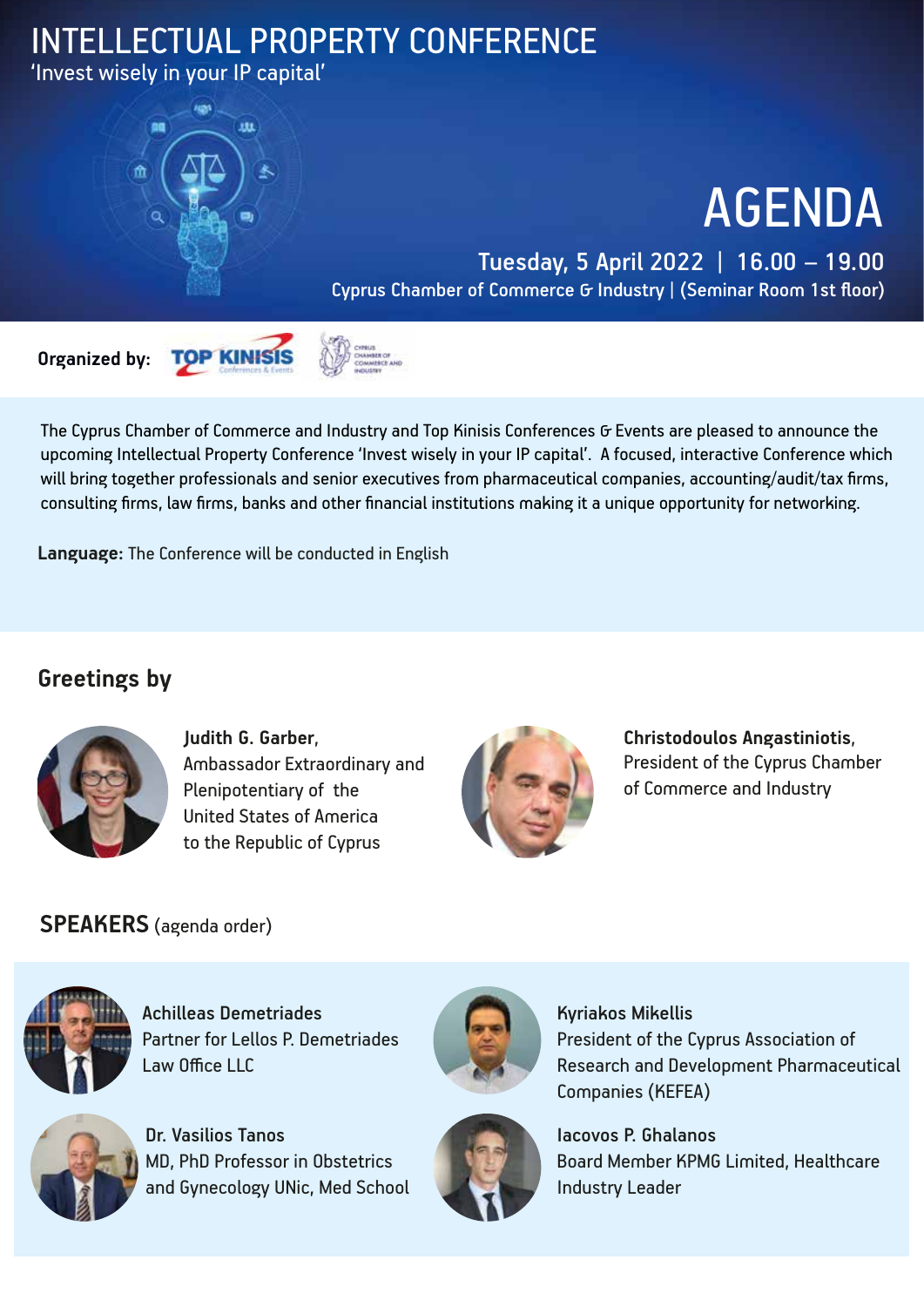# INTELLECTUAL PROPERTY CONFERENCE

'Invest wisely in your IP capital'

# AGENDA

**Tuesday, 5 April 2022 | 16.00 – 19.00**

Cyprus Chamber of Commerce & Industry | (Seminar Room 1st floor)

**Organized by:** TOP KINISIS Conferences & Events, Cyprus Chamber of Commerce and Industry

The Cyprus Chamber of Commerce and Industry and Top Kinisis Conferences & Events are pleased to announce the upcoming Intellectual Property Conference 'Invest wisely in your IP capital'. A focused, interactive Conference which will bring together professionals and senior executives from pharmaceutical companies, accounting/audit/tax firms, consulting firms, law firms, banks and other financial institutions making it a unique opportunity for networking.

**Language:** The Conference will be conducted in English

## Greetings by

**Judith G. Garber,**
Ambassador Extraordinary and Plenipotentiary of the United States of America to the Republic of Cyprus

**Christodoulos Angastiniotis,**
President of the Cyprus Chamber of Commerce and Industry

## SPEAKERS (agenda order)

**Achilleas Demetriades**
Partner for Lellos P. Demetriades Law Office LLC

**Kyriakos Mikellis**
President of the Cyprus Association of Research and Development Pharmaceutical Companies (KEFEA)

**Dr. Vasilios Tanos**
MD, PhD Professor in Obstetrics and Gynecology UNic, Med School

**Iacovos P. Ghalanos**
Board Member KPMG Limited, Healthcare Industry Leader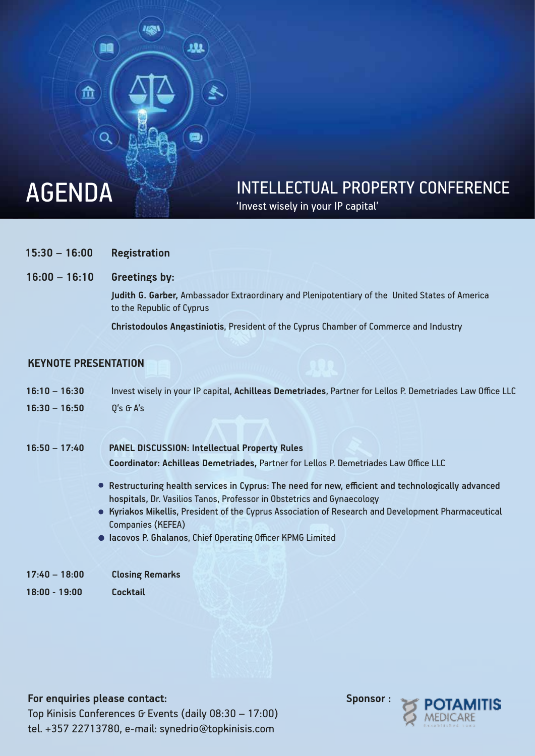# AGENDA

## INTELLECTUAL PROPERTY CONFERENCE

'Invest wisely in your IP capital'

**15:30 – 16:00** **Registration**

**16:00 – 16:10** **Greetings by:**

**Judith G. Garber,** Ambassador Extraordinary and Plenipotentiary of the United States of America to the Republic of Cyprus

**Christodoulos Angastiniotis**, President of the Cyprus Chamber of Commerce and Industry

### KEYNOTE PRESENTATION

**16:10 – 16:30** Invest wisely in your IP capital, **Achilleas Demetriades**, Partner for Lellos P. Demetriades Law Office LLC

**16:30 – 16:50** Q's & A's

**16:50 – 17:40** **PANEL DISCUSSION: Intellectual Property Rules**

**Coordinator: Achilleas Demetriades,** Partner for Lellos P. Demetriades Law Office LLC

- **Restructuring health services in Cyprus: The need for new, efficient and technologically advanced hospitals,** Dr. Vasilios Tanos, Professor in Obstetrics and Gynaecology
- **Kyriakos Mikellis,** President of the Cyprus Association of Research and Development Pharmaceutical Companies (KEFEA)
- **Iacovos P. Ghalanos**, Chief Operating Officer KPMG Limited

**17:40 – 18:00** **Closing Remarks**

**18:00 - 19:00** **Cocktail**

**For enquiries please contact:**
Top Kinisis Conferences & Events (daily 08:30 – 17:00)
tel. +357 22713780, e-mail: synedrio@topkinisis.com

**Sponsor :** POTAMITIS MEDICARE